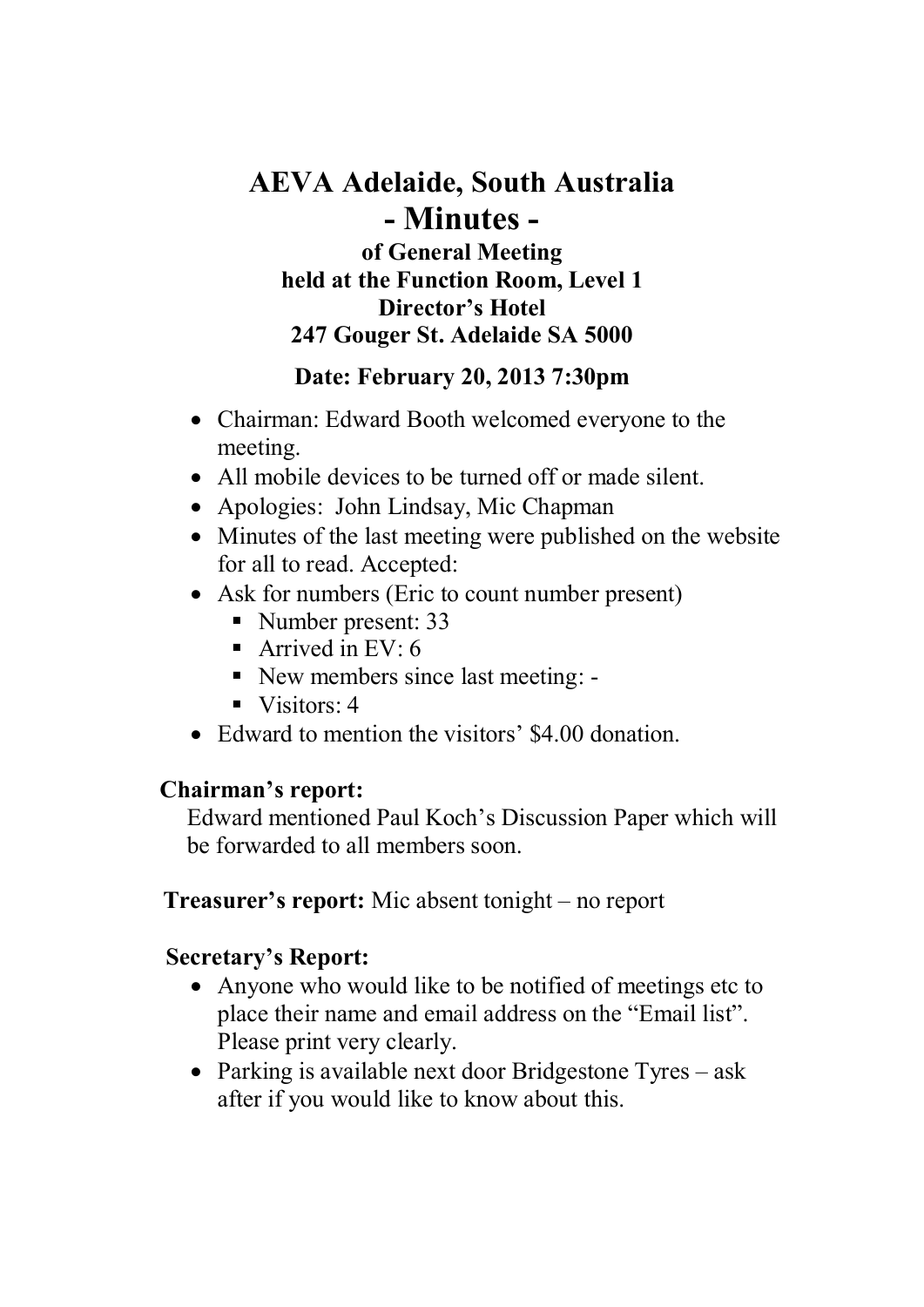# AEVA Adelaide, South Australia

## - Minutes -

### of General Meeting held at the Function Room, Level 1 Director's Hotel 247 Gouger St. Adelaide SA 5000

### Date: February 20, 2013 7:30pm

- Chairman: Edward Booth welcomed everyone to the meeting.
- All mobile devices to be turned off or made silent.
- Apologies: John Lindsay, Mic Chapman
- Minutes of the last meeting were published on the website for all to read. Accepted:
- Ask for numbers (Eric to count number present)
  - Number present: 33
  - Arrived in EV: 6
  - New members since last meeting: -
  - Visitors: 4
- Edward to mention the visitors' $4.00 donation.

**Chairman's report:**

Edward mentioned Paul Koch's Discussion Paper which will be forwarded to all members soon.

**Treasurer's report:** Mic absent tonight – no report

**Secretary's Report:**

- Anyone who would like to be notified of meetings etc to place their name and email address on the "Email list". Please print very clearly.
- Parking is available next door Bridgestone Tyres – ask after if you would like to know about this.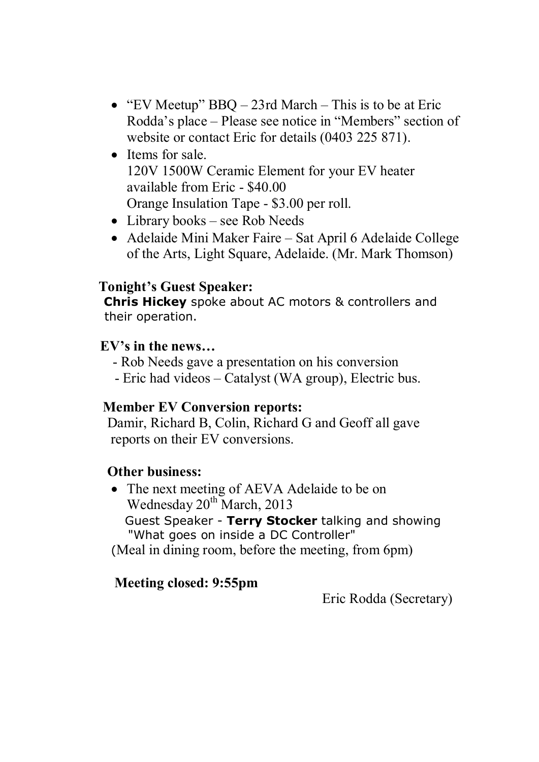- "EV Meetup" BBQ – 23rd March – This is to be at Eric Rodda's place – Please see notice in "Members" section of website or contact Eric for details (0403 225 871).
- Items for sale.
  120V 1500W Ceramic Element for your EV heater available from Eric - $40.00
  Orange Insulation Tape - $3.00 per roll.
- Library books – see Rob Needs
- Adelaide Mini Maker Faire – Sat April 6 Adelaide College of the Arts, Light Square, Adelaide. (Mr. Mark Thomson)

**Tonight's Guest Speaker:**

**Chris Hickey** spoke about AC motors & controllers and their operation.

**EV's in the news…**

- Rob Needs gave a presentation on his conversion
- Eric had videos – Catalyst (WA group), Electric bus.

**Member EV Conversion reports:**

Damir, Richard B, Colin, Richard G and Geoff all gave reports on their EV conversions.

**Other business:**

- The next meeting of AEVA Adelaide to be on Wednesday 20th March, 2013
  Guest Speaker - **Terry Stocker** talking and showing "What goes on inside a DC Controller"

(Meal in dining room, before the meeting, from 6pm)

**Meeting closed: 9:55pm**

Eric Rodda (Secretary)